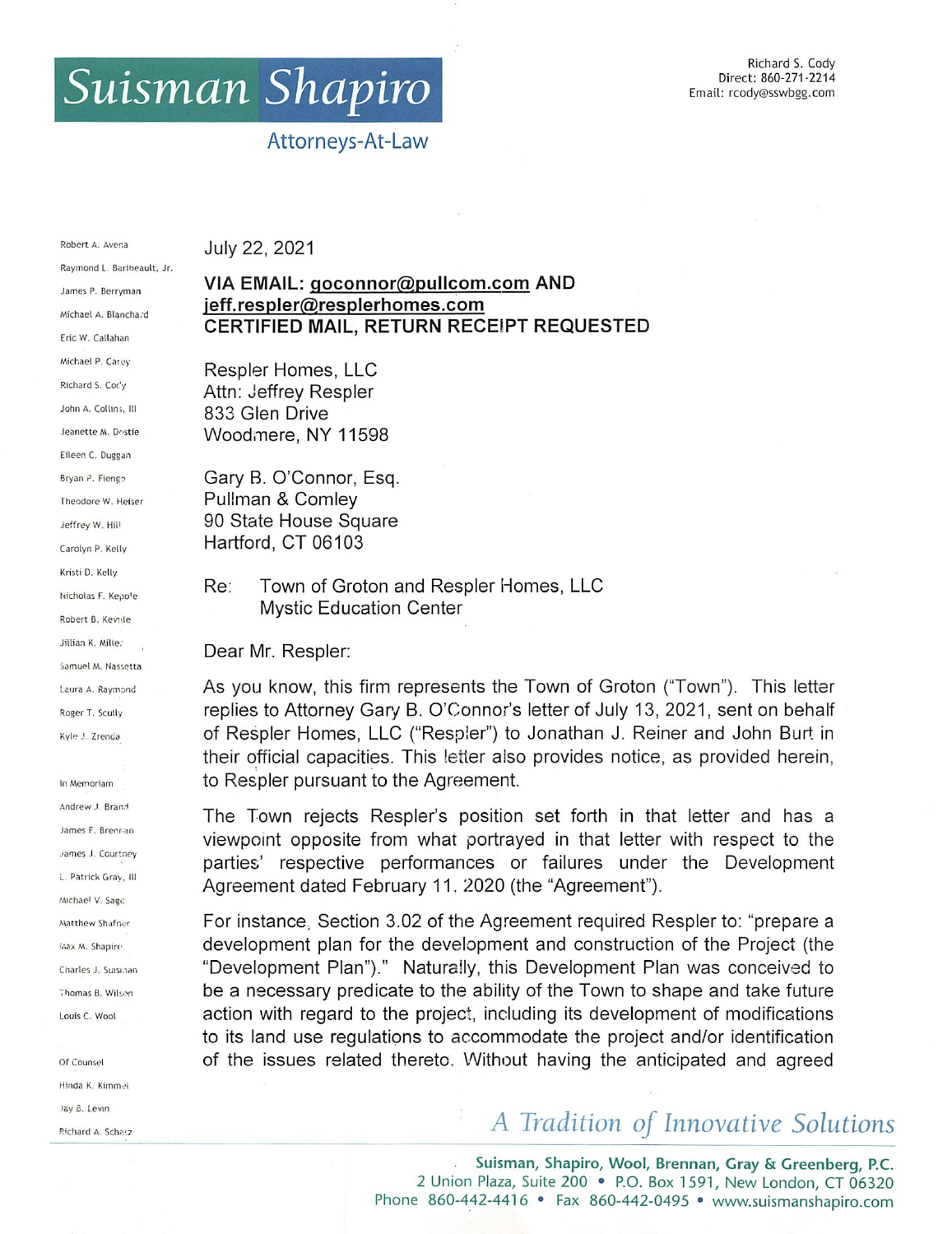# Suisman Shapiro

Attorneys-At-Law

Richard S. Cody
Direct: 860-271-2214
Email: rcody@sswbgg.com

Robert A. Avena
Raymond L. Baribeault, Jr.
James P. Berryman
Michael A. Blanchard
Eric W. Callahan
Michael P. Carey
Richard S. Cody
John A. Collins, III
Jeanette M. Dostie
Eileen C. Duggan
Bryan P. Fiengo
Theodore W. Heiser
Jeffrey W. Hill
Carolyn P. Kelly
Kristi D. Kelly
Nicholas F. Kepple
Robert B. Keville
Jillian K. Miller
Samuel M. Nassetta
Laura A. Raymond
Roger T. Scully
Kyle J. Zrenda

In Memoriam
Andrew J. Brand
James F. Brennan
James J. Courtney
L. Patrick Gray, III
Michael V. Sage
Matthew Shafner
Max M. Shapiro
Charles J. Suisman
Thomas B. Wilson
Louis C. Wool

Of Counsel
Hinda K. Kimmel
Jay B. Levin
Richard A. Schatz

July 22, 2021

**VIA EMAIL: goconnor@pullcom.com AND jeff.respler@resplerhomes.com**
**CERTIFIED MAIL, RETURN RECEIPT REQUESTED**

Respler Homes, LLC
Attn: Jeffrey Respler
833 Glen Drive
Woodmere, NY 11598

Gary B. O'Connor, Esq.
Pullman & Comley
90 State House Square
Hartford, CT 06103

Re: Town of Groton and Respler Homes, LLC
Mystic Education Center

Dear Mr. Respler:

As you know, this firm represents the Town of Groton ("Town"). This letter replies to Attorney Gary B. O'Connor's letter of July 13, 2021, sent on behalf of Respler Homes, LLC ("Respler") to Jonathan J. Reiner and John Burt in their official capacities. This letter also provides notice, as provided herein, to Respler pursuant to the Agreement.

The Town rejects Respler's position set forth in that letter and has a viewpoint opposite from what portrayed in that letter with respect to the parties' respective performances or failures under the Development Agreement dated February 11. 2020 (the "Agreement").

For instance, Section 3.02 of the Agreement required Respler to: "prepare a development plan for the development and construction of the Project (the "Development Plan")." Naturally, this Development Plan was conceived to be a necessary predicate to the ability of the Town to shape and take future action with regard to the project, including its development of modifications to its land use regulations to accommodate the project and/or identification of the issues related thereto. Without having the anticipated and agreed

*A Tradition of Innovative Solutions*

**Suisman, Shapiro, Wool, Brennan, Gray & Greenberg, P.C.**
2 Union Plaza, Suite 200 • P.O. Box 1591, New London, CT 06320
Phone 860-442-4416 • Fax 860-442-0495 • www.suismanshapiro.com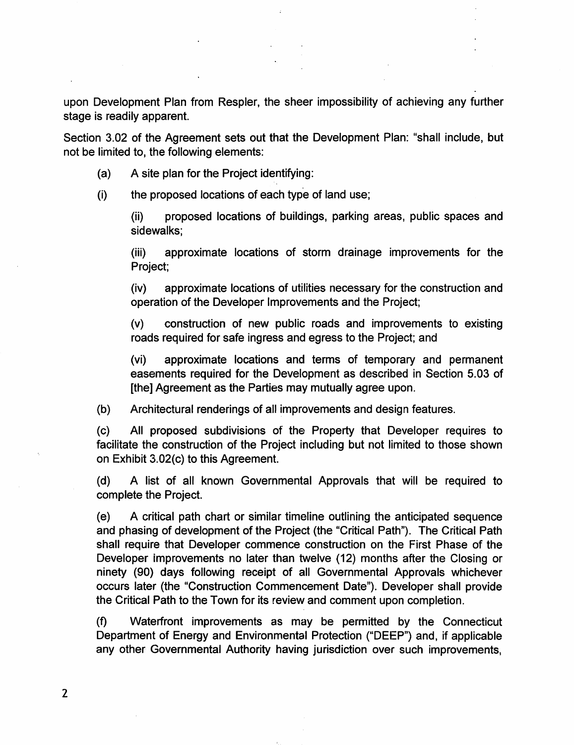upon Development Plan from Respler, the sheer impossibility of achieving any further stage is readily apparent.

Section 3.02 of the Agreement sets out that the Development Plan: "shall include, but not be limited to, the following elements:

(a) A site plan for the Project identifying:

(i) the proposed locations of each type of land use;

> (ii) proposed locations of buildings, parking areas, public spaces and sidewalks;
>
> (iii) approximate locations of storm drainage improvements for the Project;
>
> (iv) approximate locations of utilities necessary for the construction and operation of the Developer Improvements and the Project;
>
> (v) construction of new public roads and improvements to existing roads required for safe ingress and egress to the Project; and
>
> (vi) approximate locations and terms of temporary and permanent easements required for the Development as described in Section 5.03 of [the] Agreement as the Parties may mutually agree upon.

(b) Architectural renderings of all improvements and design features.

(c) All proposed subdivisions of the Property that Developer requires to facilitate the construction of the Project including but not limited to those shown on Exhibit 3.02(c) to this Agreement.

(d) A list of all known Governmental Approvals that will be required to complete the Project.

(e) A critical path chart or similar timeline outlining the anticipated sequence and phasing of development of the Project (the "Critical Path"). The Critical Path shall require that Developer commence construction on the First Phase of the Developer improvements no later than twelve (12) months after the Closing or ninety (90) days following receipt of all Governmental Approvals whichever occurs later (the "Construction Commencement Date"). Developer shall provide the Critical Path to the Town for its review and comment upon completion.

(f) Waterfront improvements as may be permitted by the Connecticut Department of Energy and Environmental Protection ("DEEP") and, if applicable any other Governmental Authority having jurisdiction over such improvements,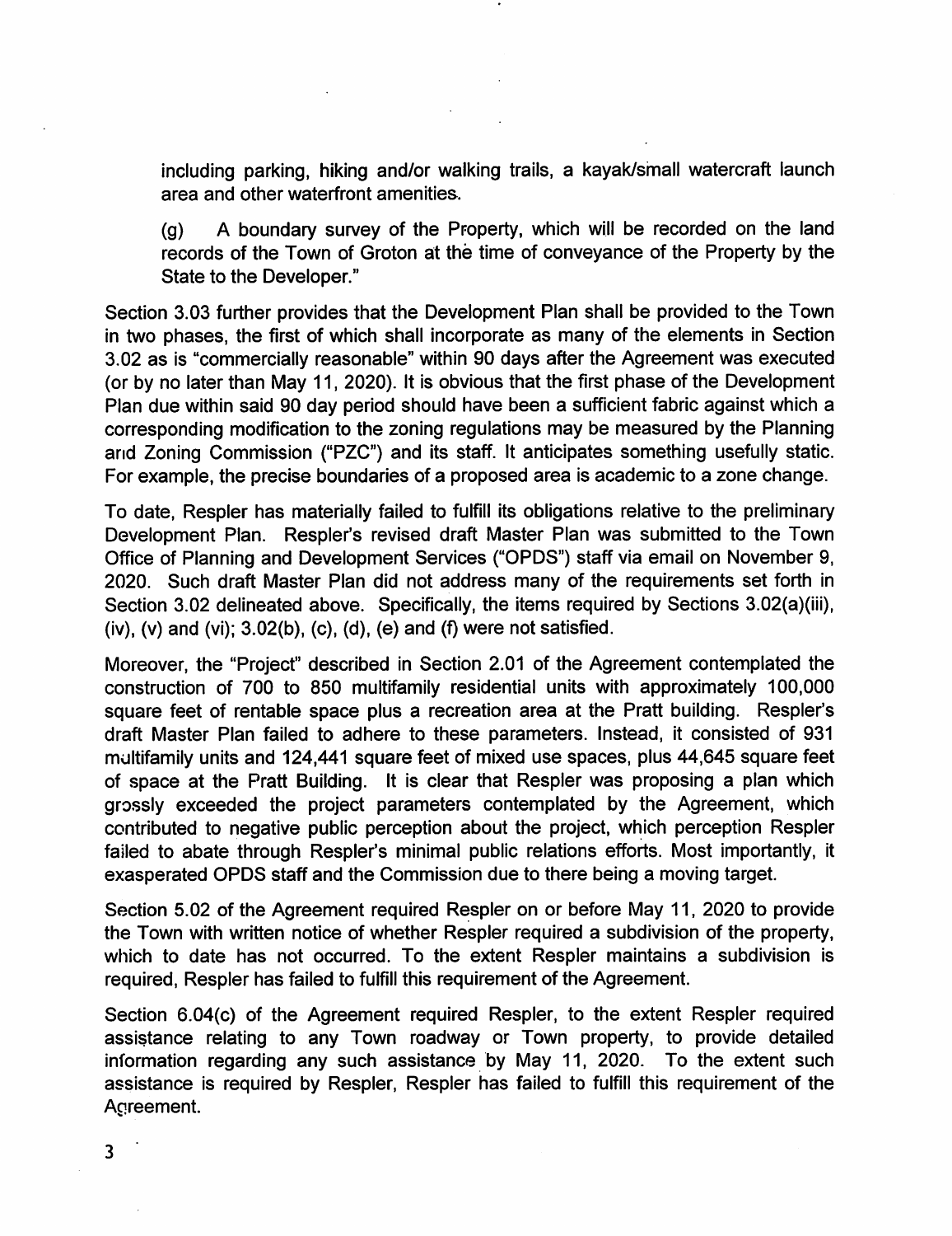including parking, hiking and/or walking trails, a kayak/small watercraft launch area and other waterfront amenities.

(g) A boundary survey of the Property, which will be recorded on the land records of the Town of Groton at the time of conveyance of the Property by the State to the Developer."

Section 3.03 further provides that the Development Plan shall be provided to the Town in two phases, the first of which shall incorporate as many of the elements in Section 3.02 as is "commercially reasonable" within 90 days after the Agreement was executed (or by no later than May 11, 2020). It is obvious that the first phase of the Development Plan due within said 90 day period should have been a sufficient fabric against which a corresponding modification to the zoning regulations may be measured by the Planning and Zoning Commission ("PZC") and its staff. It anticipates something usefully static. For example, the precise boundaries of a proposed area is academic to a zone change.

To date, Respler has materially failed to fulfill its obligations relative to the preliminary Development Plan. Respler's revised draft Master Plan was submitted to the Town Office of Planning and Development Services ("OPDS") staff via email on November 9, 2020. Such draft Master Plan did not address many of the requirements set forth in Section 3.02 delineated above. Specifically, the items required by Sections 3.02(a)(iii), (iv), (v) and (vi); 3.02(b), (c), (d), (e) and (f) were not satisfied.

Moreover, the "Project" described in Section 2.01 of the Agreement contemplated the construction of 700 to 850 multifamily residential units with approximately 100,000 square feet of rentable space plus a recreation area at the Pratt building. Respler's draft Master Plan failed to adhere to these parameters. Instead, it consisted of 931 multifamily units and 124,441 square feet of mixed use spaces, plus 44,645 square feet of space at the Pratt Building. It is clear that Respler was proposing a plan which grossly exceeded the project parameters contemplated by the Agreement, which contributed to negative public perception about the project, which perception Respler failed to abate through Respler's minimal public relations efforts. Most importantly, it exasperated OPDS staff and the Commission due to there being a moving target.

Section 5.02 of the Agreement required Respler on or before May 11, 2020 to provide the Town with written notice of whether Respler required a subdivision of the property, which to date has not occurred. To the extent Respler maintains a subdivision is required, Respler has failed to fulfill this requirement of the Agreement.

Section 6.04(c) of the Agreement required Respler, to the extent Respler required assistance relating to any Town roadway or Town property, to provide detailed information regarding any such assistance by May 11, 2020. To the extent such assistance is required by Respler, Respler has failed to fulfill this requirement of the Agreement.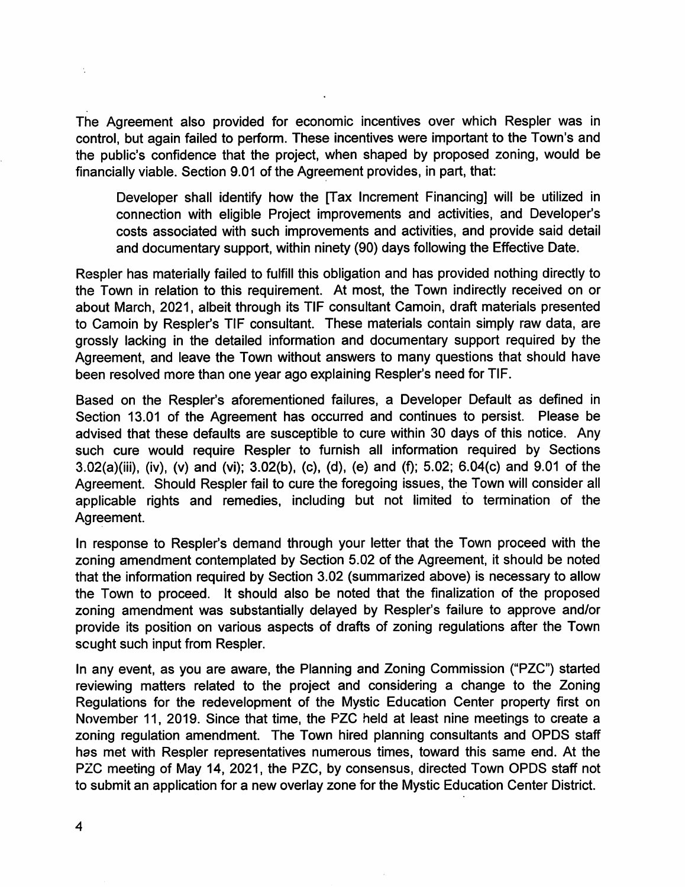The Agreement also provided for economic incentives over which Respler was in control, but again failed to perform. These incentives were important to the Town's and the public's confidence that the project, when shaped by proposed zoning, would be financially viable. Section 9.01 of the Agreement provides, in part, that:

> Developer shall identify how the [Tax Increment Financing] will be utilized in connection with eligible Project improvements and activities, and Developer's costs associated with such improvements and activities, and provide said detail and documentary support, within ninety (90) days following the Effective Date.

Respler has materially failed to fulfill this obligation and has provided nothing directly to the Town in relation to this requirement. At most, the Town indirectly received on or about March, 2021, albeit through its TIF consultant Camoin, draft materials presented to Camoin by Respler's TIF consultant. These materials contain simply raw data, are grossly lacking in the detailed information and documentary support required by the Agreement, and leave the Town without answers to many questions that should have been resolved more than one year ago explaining Respler's need for TIF.

Based on the Respler's aforementioned failures, a Developer Default as defined in Section 13.01 of the Agreement has occurred and continues to persist. Please be advised that these defaults are susceptible to cure within 30 days of this notice. Any such cure would require Respler to furnish all information required by Sections 3.02(a)(iii), (iv), (v) and (vi); 3.02(b), (c), (d), (e) and (f); 5.02; 6.04(c) and 9.01 of the Agreement. Should Respler fail to cure the foregoing issues, the Town will consider all applicable rights and remedies, including but not limited to termination of the Agreement.

In response to Respler's demand through your letter that the Town proceed with the zoning amendment contemplated by Section 5.02 of the Agreement, it should be noted that the information required by Section 3.02 (summarized above) is necessary to allow the Town to proceed. It should also be noted that the finalization of the proposed zoning amendment was substantially delayed by Respler's failure to approve and/or provide its position on various aspects of drafts of zoning regulations after the Town sought such input from Respler.

In any event, as you are aware, the Planning and Zoning Commission ("PZC") started reviewing matters related to the project and considering a change to the Zoning Regulations for the redevelopment of the Mystic Education Center property first on November 11, 2019. Since that time, the PZC held at least nine meetings to create a zoning regulation amendment. The Town hired planning consultants and OPDS staff has met with Respler representatives numerous times, toward this same end. At the PZC meeting of May 14, 2021, the PZC, by consensus, directed Town OPDS staff not to submit an application for a new overlay zone for the Mystic Education Center District.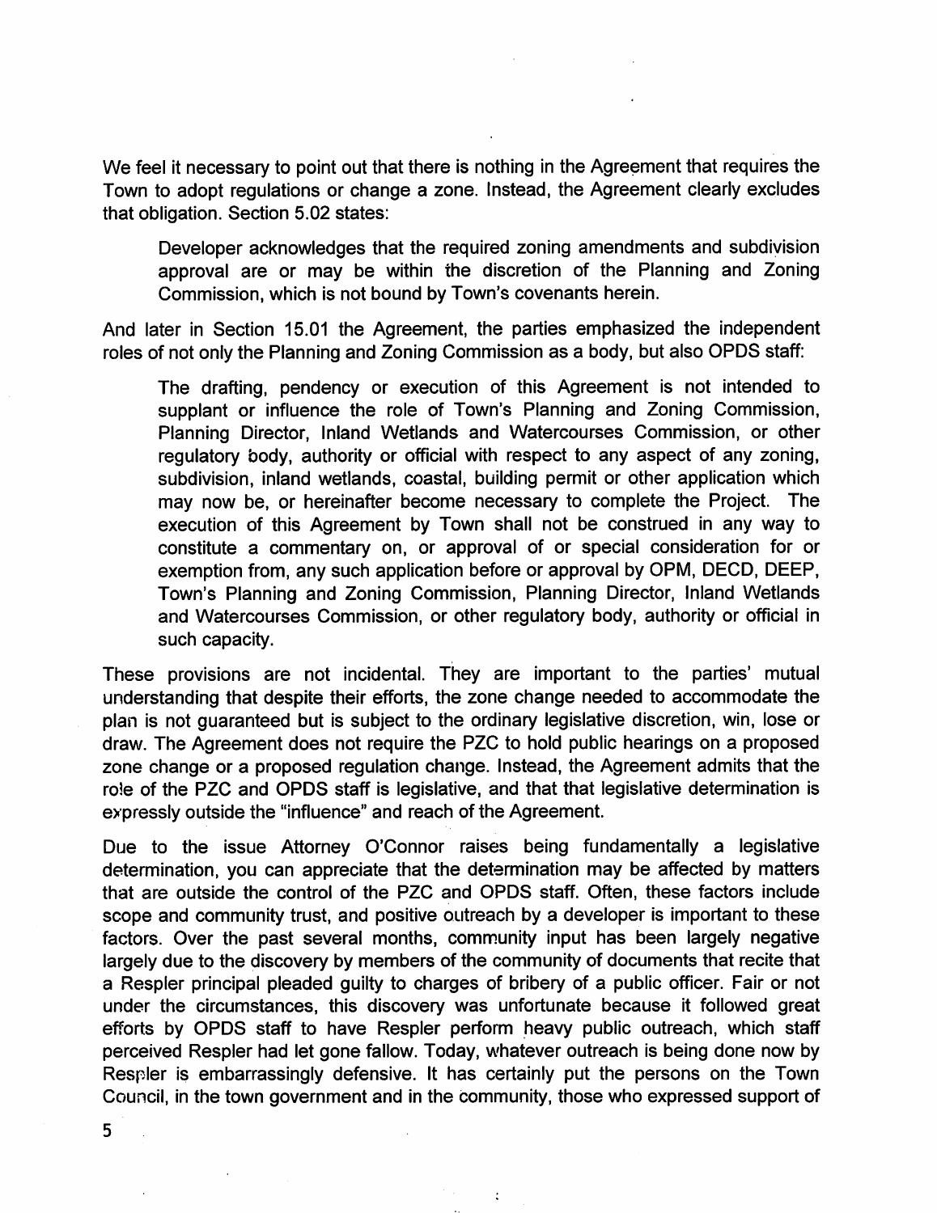We feel it necessary to point out that there is nothing in the Agreement that requires the Town to adopt regulations or change a zone. Instead, the Agreement clearly excludes that obligation. Section 5.02 states:

> Developer acknowledges that the required zoning amendments and subdivision approval are or may be within the discretion of the Planning and Zoning Commission, which is not bound by Town's covenants herein.

And later in Section 15.01 the Agreement, the parties emphasized the independent roles of not only the Planning and Zoning Commission as a body, but also OPDS staff:

> The drafting, pendency or execution of this Agreement is not intended to supplant or influence the role of Town's Planning and Zoning Commission, Planning Director, Inland Wetlands and Watercourses Commission, or other regulatory body, authority or official with respect to any aspect of any zoning, subdivision, inland wetlands, coastal, building permit or other application which may now be, or hereinafter become necessary to complete the Project. The execution of this Agreement by Town shall not be construed in any way to constitute a commentary on, or approval of or special consideration for or exemption from, any such application before or approval by OPM, DECD, DEEP, Town's Planning and Zoning Commission, Planning Director, Inland Wetlands and Watercourses Commission, or other regulatory body, authority or official in such capacity.

These provisions are not incidental. They are important to the parties' mutual understanding that despite their efforts, the zone change needed to accommodate the plan is not guaranteed but is subject to the ordinary legislative discretion, win, lose or draw. The Agreement does not require the PZC to hold public hearings on a proposed zone change or a proposed regulation change. Instead, the Agreement admits that the role of the PZC and OPDS staff is legislative, and that that legislative determination is expressly outside the "influence" and reach of the Agreement.

Due to the issue Attorney O'Connor raises being fundamentally a legislative determination, you can appreciate that the determination may be affected by matters that are outside the control of the PZC and OPDS staff. Often, these factors include scope and community trust, and positive outreach by a developer is important to these factors. Over the past several months, community input has been largely negative largely due to the discovery by members of the community of documents that recite that a Respler principal pleaded guilty to charges of bribery of a public officer. Fair or not under the circumstances, this discovery was unfortunate because it followed great efforts by OPDS staff to have Respler perform heavy public outreach, which staff perceived Respler had let gone fallow. Today, whatever outreach is being done now by Respler is embarrassingly defensive. It has certainly put the persons on the Town Council, in the town government and in the community, those who expressed support of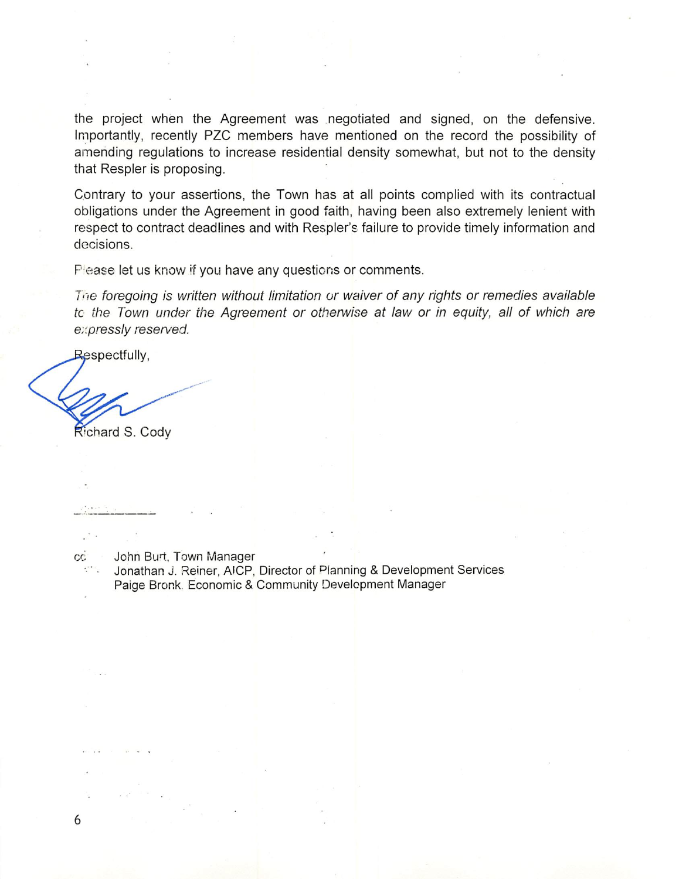the project when the Agreement was negotiated and signed, on the defensive. Importantly, recently PZC members have mentioned on the record the possibility of amending regulations to increase residential density somewhat, but not to the density that Respler is proposing.

Contrary to your assertions, the Town has at all points complied with its contractual obligations under the Agreement in good faith, having been also extremely lenient with respect to contract deadlines and with Respler's failure to provide timely information and decisions.

Please let us know if you have any questions or comments.

*The foregoing is written without limitation or waiver of any rights or remedies available to the Town under the Agreement or otherwise at law or in equity, all of which are expressly reserved.*

Respectfully,

Richard S. Cody

cc John Burt, Town Manager
Jonathan J. Reiner, AICP, Director of Planning & Development Services
Paige Bronk, Economic & Community Development Manager